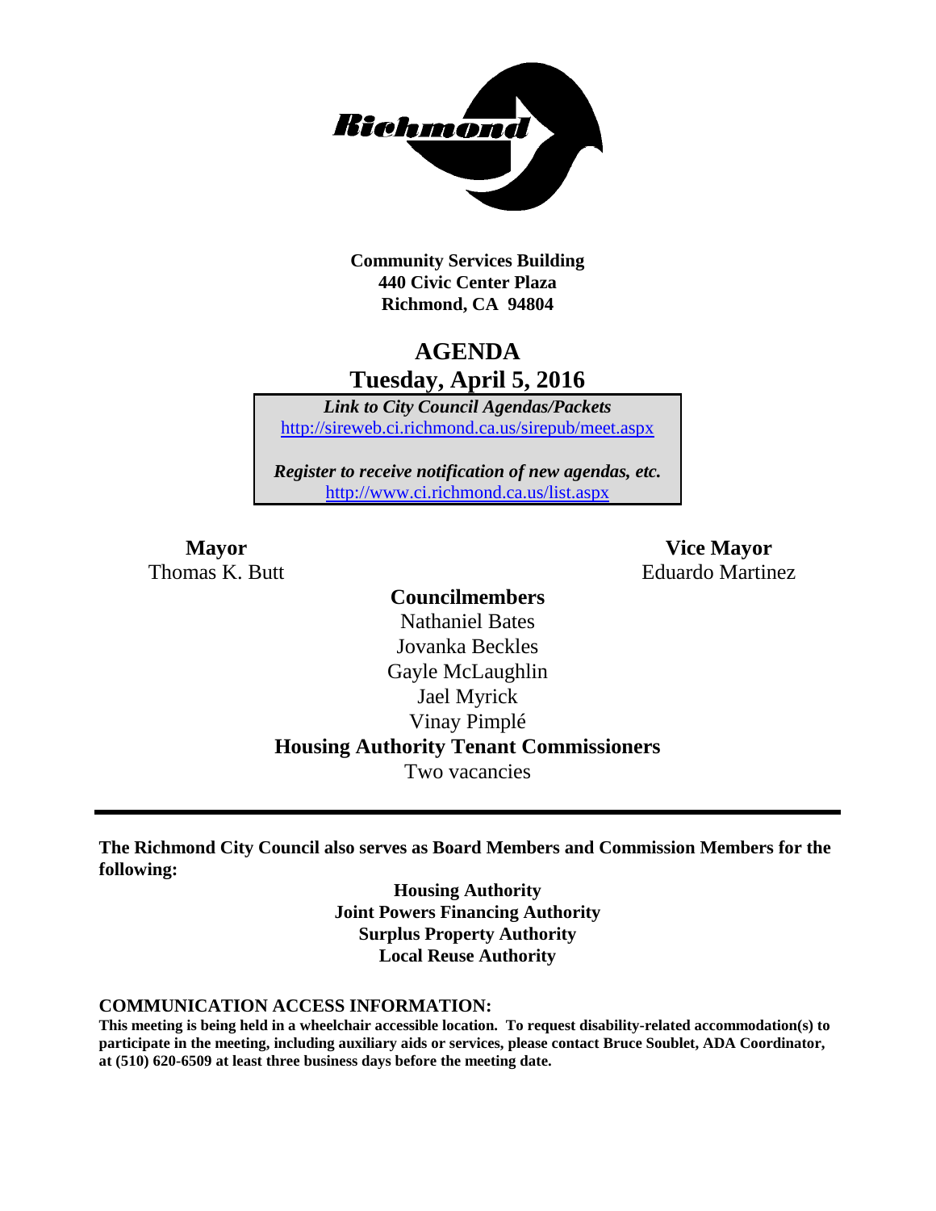Richmond

**Community Services Building**
**440 Civic Center Plaza**
**Richmond, CA 94804**

# AGENDA
## Tuesday, April 5, 2016

*Link to City Council Agendas/Packets*
http://sireweb.ci.richmond.ca.us/sirepub/meet.aspx

*Register to receive notification of new agendas, etc.*
http://www.ci.richmond.ca.us/list.aspx

**Mayor**
Thomas K. Butt

**Vice Mayor**
Eduardo Martinez

**Councilmembers**
Nathaniel Bates
Jovanka Beckles
Gayle McLaughlin
Jael Myrick
Vinay Pimplé

**Housing Authority Tenant Commissioners**
Two vacancies

**The Richmond City Council also serves as Board Members and Commission Members for the following:**

**Housing Authority**
**Joint Powers Financing Authority**
**Surplus Property Authority**
**Local Reuse Authority**

**COMMUNICATION ACCESS INFORMATION:**

**This meeting is being held in a wheelchair accessible location. To request disability-related accommodation(s) to participate in the meeting, including auxiliary aids or services, please contact Bruce Soublet, ADA Coordinator, at (510) 620-6509 at least three business days before the meeting date.**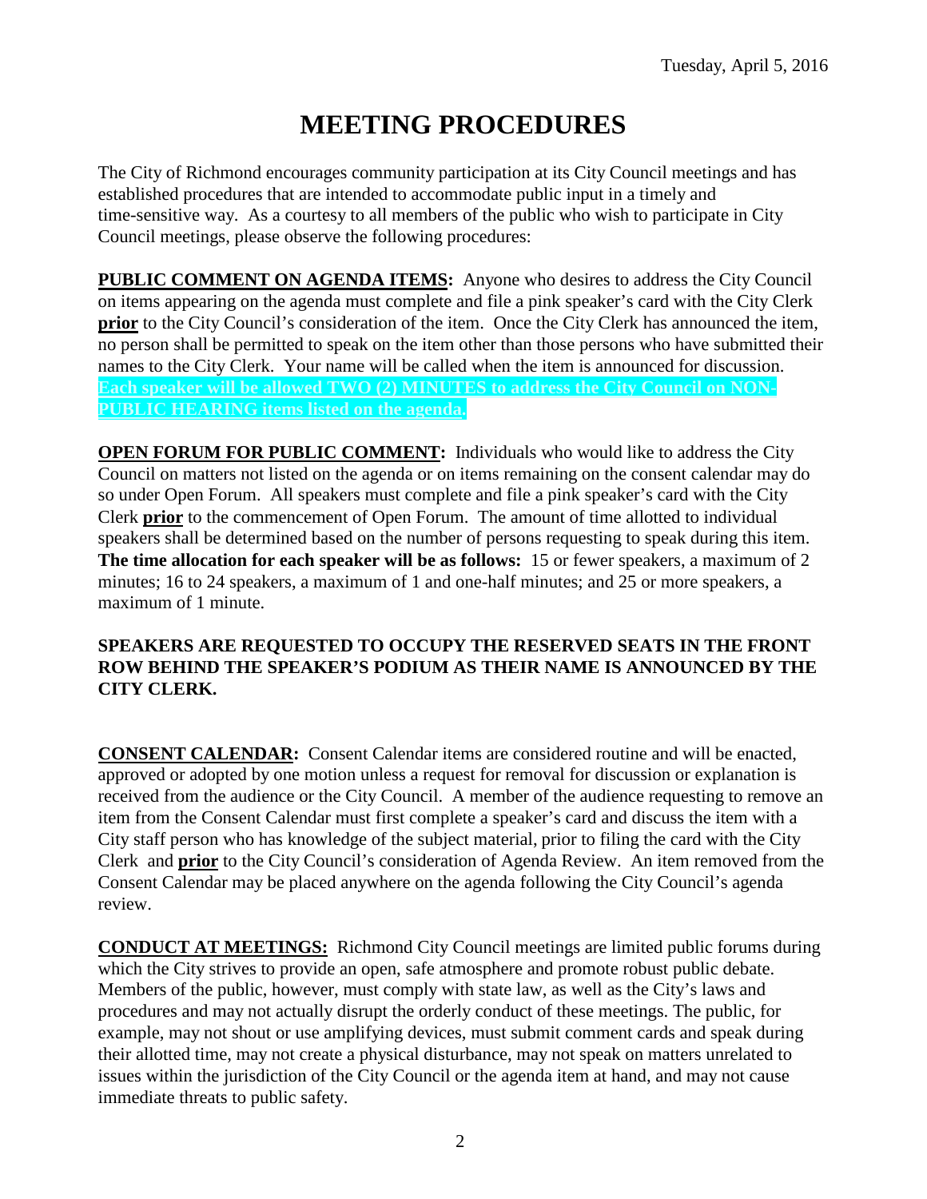Tuesday, April 5, 2016

# MEETING PROCEDURES

The City of Richmond encourages community participation at its City Council meetings and has established procedures that are intended to accommodate public input in a timely and time-sensitive way. As a courtesy to all members of the public who wish to participate in City Council meetings, please observe the following procedures:

**PUBLIC COMMENT ON AGENDA ITEMS:** Anyone who desires to address the City Council on items appearing on the agenda must complete and file a pink speaker's card with the City Clerk **prior** to the City Council's consideration of the item. Once the City Clerk has announced the item, no person shall be permitted to speak on the item other than those persons who have submitted their names to the City Clerk. Your name will be called when the item is announced for discussion. **Each speaker will be allowed TWO (2) MINUTES to address the City Council on NON-PUBLIC HEARING items listed on the agenda.**

**OPEN FORUM FOR PUBLIC COMMENT:** Individuals who would like to address the City Council on matters not listed on the agenda or on items remaining on the consent calendar may do so under Open Forum. All speakers must complete and file a pink speaker's card with the City Clerk **prior** to the commencement of Open Forum. The amount of time allotted to individual speakers shall be determined based on the number of persons requesting to speak during this item. **The time allocation for each speaker will be as follows:** 15 or fewer speakers, a maximum of 2 minutes; 16 to 24 speakers, a maximum of 1 and one-half minutes; and 25 or more speakers, a maximum of 1 minute.

**SPEAKERS ARE REQUESTED TO OCCUPY THE RESERVED SEATS IN THE FRONT ROW BEHIND THE SPEAKER'S PODIUM AS THEIR NAME IS ANNOUNCED BY THE CITY CLERK.**

**CONSENT CALENDAR:** Consent Calendar items are considered routine and will be enacted, approved or adopted by one motion unless a request for removal for discussion or explanation is received from the audience or the City Council. A member of the audience requesting to remove an item from the Consent Calendar must first complete a speaker's card and discuss the item with a City staff person who has knowledge of the subject material, prior to filing the card with the City Clerk and **prior** to the City Council's consideration of Agenda Review. An item removed from the Consent Calendar may be placed anywhere on the agenda following the City Council's agenda review.

**CONDUCT AT MEETINGS:** Richmond City Council meetings are limited public forums during which the City strives to provide an open, safe atmosphere and promote robust public debate. Members of the public, however, must comply with state law, as well as the City's laws and procedures and may not actually disrupt the orderly conduct of these meetings. The public, for example, may not shout or use amplifying devices, must submit comment cards and speak during their allotted time, may not create a physical disturbance, may not speak on matters unrelated to issues within the jurisdiction of the City Council or the agenda item at hand, and may not cause immediate threats to public safety.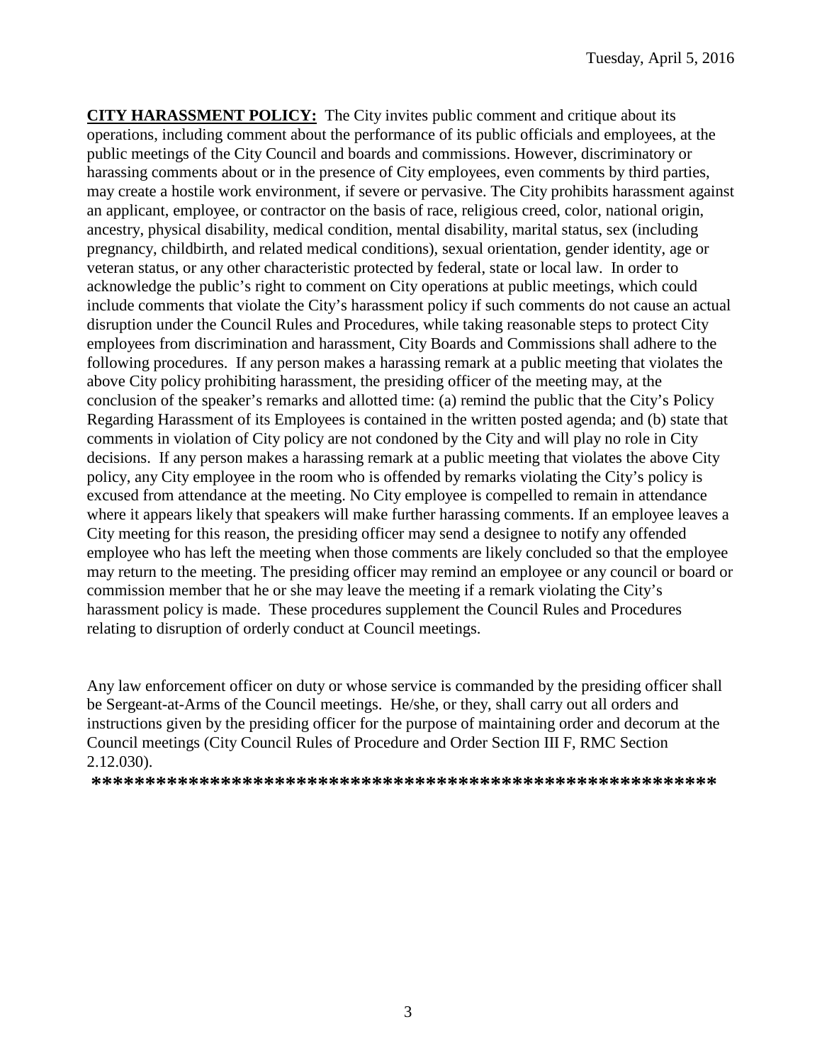**CITY HARASSMENT POLICY:** The City invites public comment and critique about its operations, including comment about the performance of its public officials and employees, at the public meetings of the City Council and boards and commissions. However, discriminatory or harassing comments about or in the presence of City employees, even comments by third parties, may create a hostile work environment, if severe or pervasive. The City prohibits harassment against an applicant, employee, or contractor on the basis of race, religious creed, color, national origin, ancestry, physical disability, medical condition, mental disability, marital status, sex (including pregnancy, childbirth, and related medical conditions), sexual orientation, gender identity, age or veteran status, or any other characteristic protected by federal, state or local law. In order to acknowledge the public's right to comment on City operations at public meetings, which could include comments that violate the City's harassment policy if such comments do not cause an actual disruption under the Council Rules and Procedures, while taking reasonable steps to protect City employees from discrimination and harassment, City Boards and Commissions shall adhere to the following procedures. If any person makes a harassing remark at a public meeting that violates the above City policy prohibiting harassment, the presiding officer of the meeting may, at the conclusion of the speaker's remarks and allotted time: (a) remind the public that the City's Policy Regarding Harassment of its Employees is contained in the written posted agenda; and (b) state that comments in violation of City policy are not condoned by the City and will play no role in City decisions. If any person makes a harassing remark at a public meeting that violates the above City policy, any City employee in the room who is offended by remarks violating the City's policy is excused from attendance at the meeting. No City employee is compelled to remain in attendance where it appears likely that speakers will make further harassing comments. If an employee leaves a City meeting for this reason, the presiding officer may send a designee to notify any offended employee who has left the meeting when those comments are likely concluded so that the employee may return to the meeting. The presiding officer may remind an employee or any council or board or commission member that he or she may leave the meeting if a remark violating the City's harassment policy is made. These procedures supplement the Council Rules and Procedures relating to disruption of orderly conduct at Council meetings.

Any law enforcement officer on duty or whose service is commanded by the presiding officer shall be Sergeant-at-Arms of the Council meetings. He/she, or they, shall carry out all orders and instructions given by the presiding officer for the purpose of maintaining order and decorum at the Council meetings (City Council Rules of Procedure and Order Section III F, RMC Section 2.12.030).

**\*\*\*\*\*\*\*\*\*\*\*\*\*\*\*\*\*\*\*\*\*\*\*\*\*\*\*\*\*\*\*\*\*\*\*\*\*\*\*\*\*\*\*\*\*\*\*\*\*\*\*\*\*\*\*\*\*\*\*\***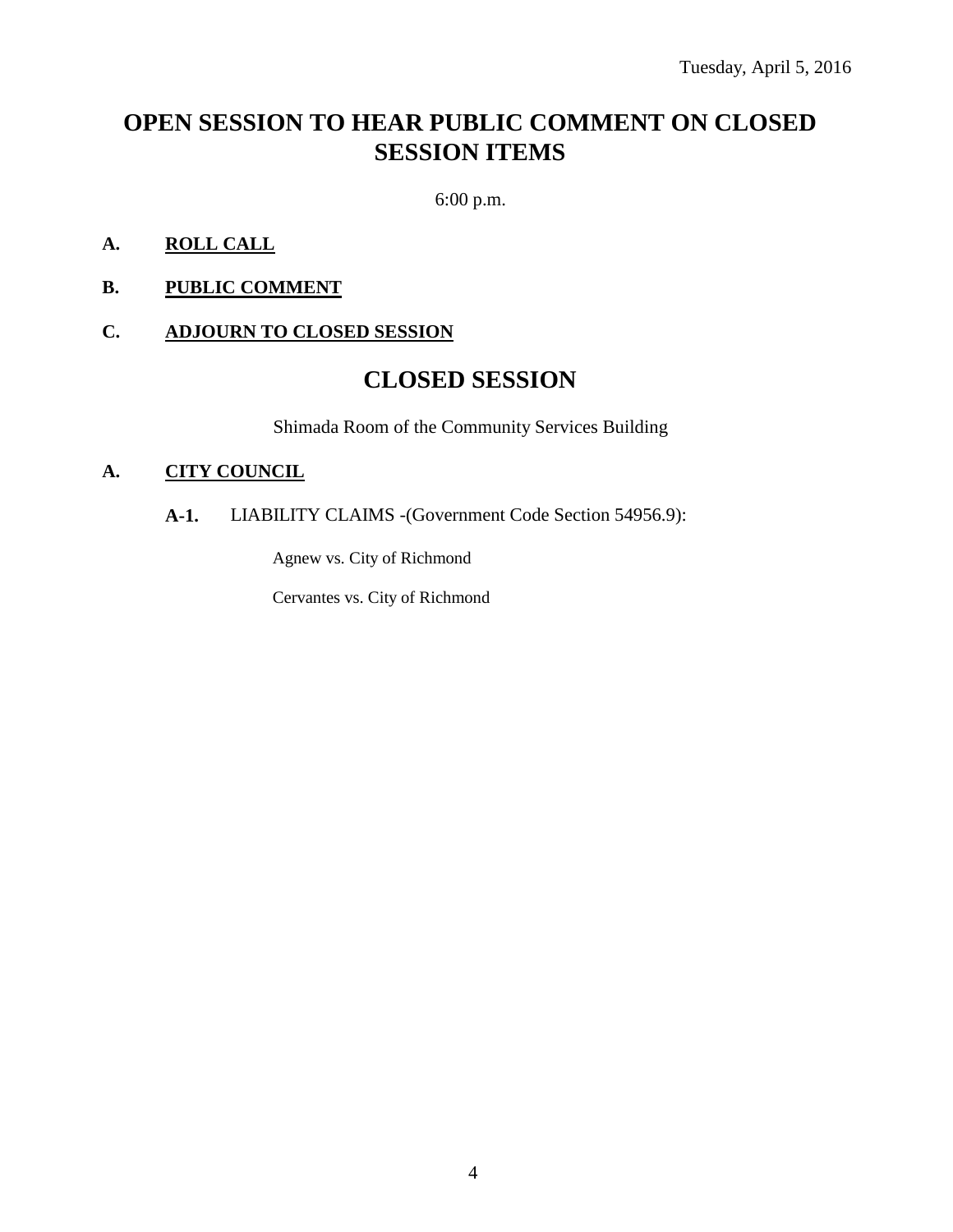Tuesday, April 5, 2016

# OPEN SESSION TO HEAR PUBLIC COMMENT ON CLOSED SESSION ITEMS

6:00 p.m.

**A. <u>ROLL CALL</u>**

**B. <u>PUBLIC COMMENT</u>**

**C. <u>ADJOURN TO CLOSED SESSION</u>**

# CLOSED SESSION

Shimada Room of the Community Services Building

**A. <u>CITY COUNCIL</u>**

**A-1.** LIABILITY CLAIMS -(Government Code Section 54956.9):

Agnew vs. City of Richmond

Cervantes vs. City of Richmond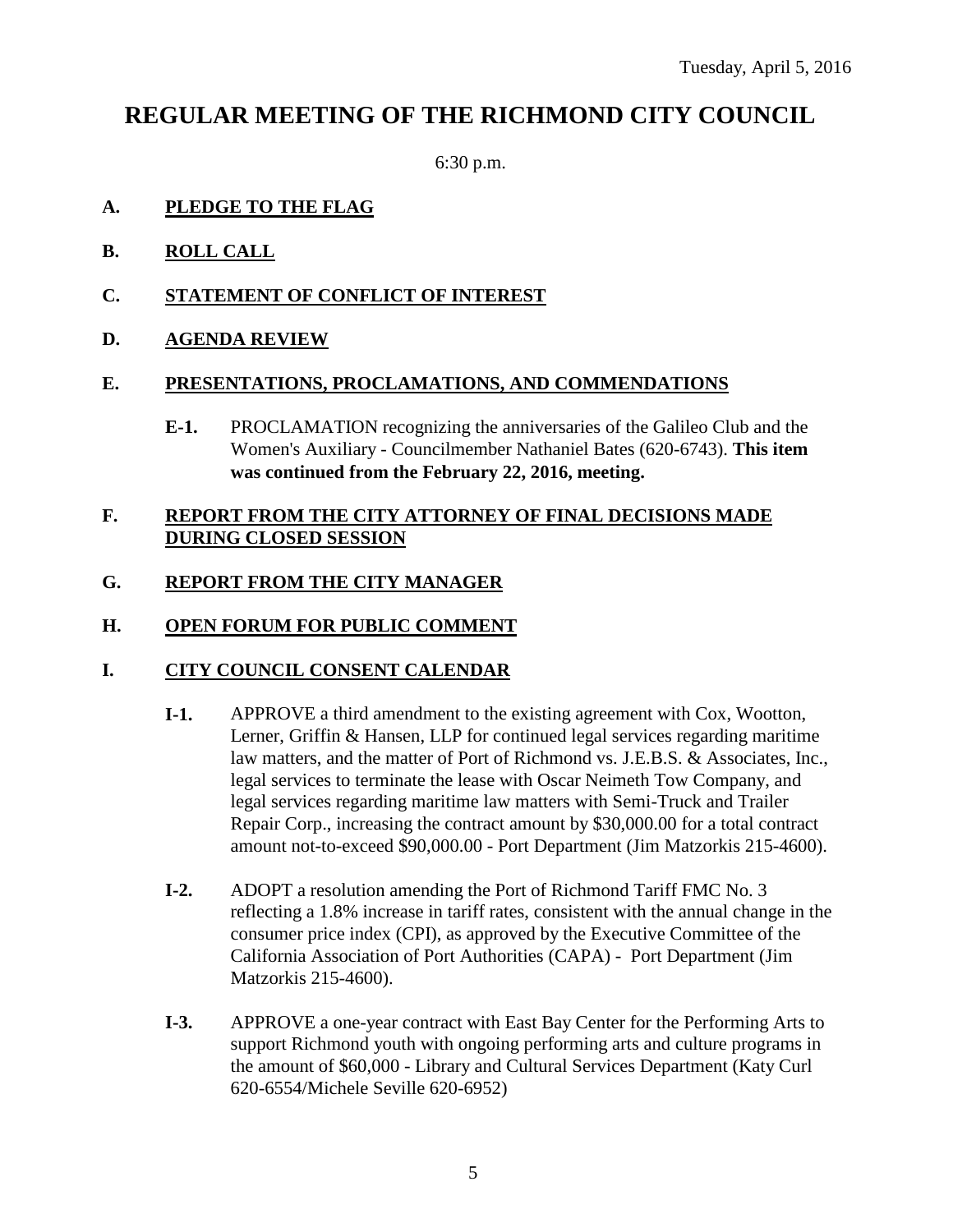Tuesday, April 5, 2016

# REGULAR MEETING OF THE RICHMOND CITY COUNCIL

6:30 p.m.

**A. PLEDGE TO THE FLAG**

**B. ROLL CALL**

**C. STATEMENT OF CONFLICT OF INTEREST**

**D. AGENDA REVIEW**

**E. PRESENTATIONS, PROCLAMATIONS, AND COMMENDATIONS**

**E-1.** PROCLAMATION recognizing the anniversaries of the Galileo Club and the Women's Auxiliary - Councilmember Nathaniel Bates (620-6743). **This item was continued from the February 22, 2016, meeting.**

**F. REPORT FROM THE CITY ATTORNEY OF FINAL DECISIONS MADE DURING CLOSED SESSION**

**G. REPORT FROM THE CITY MANAGER**

**H. OPEN FORUM FOR PUBLIC COMMENT**

**I. CITY COUNCIL CONSENT CALENDAR**

**I-1.** APPROVE a third amendment to the existing agreement with Cox, Wootton, Lerner, Griffin & Hansen, LLP for continued legal services regarding maritime law matters, and the matter of Port of Richmond vs. J.E.B.S. & Associates, Inc., legal services to terminate the lease with Oscar Neimeth Tow Company, and legal services regarding maritime law matters with Semi-Truck and Trailer Repair Corp., increasing the contract amount by $30,000.00 for a total contract amount not-to-exceed $90,000.00 - Port Department (Jim Matzorkis 215-4600).

**I-2.** ADOPT a resolution amending the Port of Richmond Tariff FMC No. 3 reflecting a 1.8% increase in tariff rates, consistent with the annual change in the consumer price index (CPI), as approved by the Executive Committee of the California Association of Port Authorities (CAPA) - Port Department (Jim Matzorkis 215-4600).

**I-3.** APPROVE a one-year contract with East Bay Center for the Performing Arts to support Richmond youth with ongoing performing arts and culture programs in the amount of $60,000 - Library and Cultural Services Department (Katy Curl 620-6554/Michele Seville 620-6952)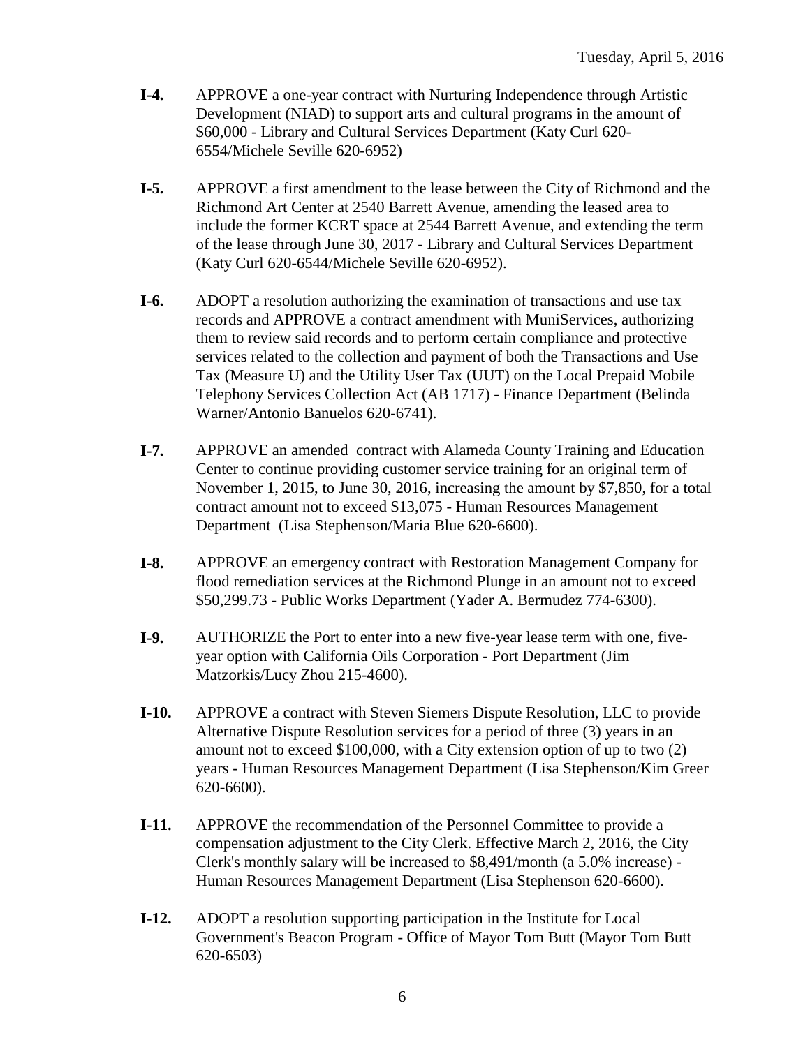**I-4.** APPROVE a one-year contract with Nurturing Independence through Artistic Development (NIAD) to support arts and cultural programs in the amount of $60,000 - Library and Cultural Services Department (Katy Curl 620-6554/Michele Seville 620-6952)

**I-5.** APPROVE a first amendment to the lease between the City of Richmond and the Richmond Art Center at 2540 Barrett Avenue, amending the leased area to include the former KCRT space at 2544 Barrett Avenue, and extending the term of the lease through June 30, 2017 - Library and Cultural Services Department (Katy Curl 620-6544/Michele Seville 620-6952).

**I-6.** ADOPT a resolution authorizing the examination of transactions and use tax records and APPROVE a contract amendment with MuniServices, authorizing them to review said records and to perform certain compliance and protective services related to the collection and payment of both the Transactions and Use Tax (Measure U) and the Utility User Tax (UUT) on the Local Prepaid Mobile Telephony Services Collection Act (AB 1717) - Finance Department (Belinda Warner/Antonio Banuelos 620-6741).

**I-7.** APPROVE an amended contract with Alameda County Training and Education Center to continue providing customer service training for an original term of November 1, 2015, to June 30, 2016, increasing the amount by $7,850, for a total contract amount not to exceed $13,075 - Human Resources Management Department (Lisa Stephenson/Maria Blue 620-6600).

**I-8.** APPROVE an emergency contract with Restoration Management Company for flood remediation services at the Richmond Plunge in an amount not to exceed $50,299.73 - Public Works Department (Yader A. Bermudez 774-6300).

**I-9.** AUTHORIZE the Port to enter into a new five-year lease term with one, five-year option with California Oils Corporation - Port Department (Jim Matzorkis/Lucy Zhou 215-4600).

**I-10.** APPROVE a contract with Steven Siemers Dispute Resolution, LLC to provide Alternative Dispute Resolution services for a period of three (3) years in an amount not to exceed $100,000, with a City extension option of up to two (2) years - Human Resources Management Department (Lisa Stephenson/Kim Greer 620-6600).

**I-11.** APPROVE the recommendation of the Personnel Committee to provide a compensation adjustment to the City Clerk. Effective March 2, 2016, the City Clerk's monthly salary will be increased to $8,491/month (a 5.0% increase) - Human Resources Management Department (Lisa Stephenson 620-6600).

**I-12.** ADOPT a resolution supporting participation in the Institute for Local Government's Beacon Program - Office of Mayor Tom Butt (Mayor Tom Butt 620-6503)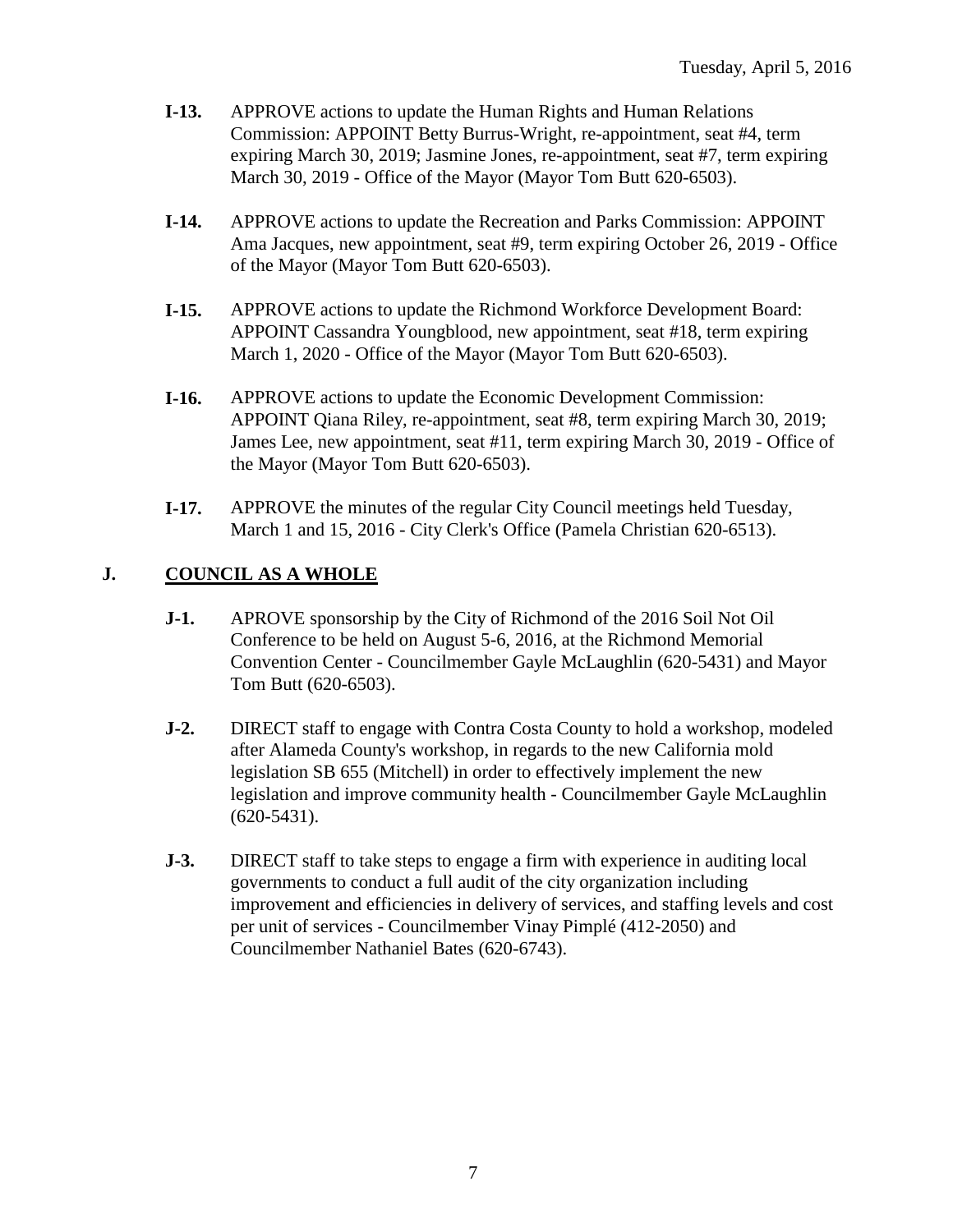**I-13.** APPROVE actions to update the Human Rights and Human Relations Commission: APPOINT Betty Burrus-Wright, re-appointment, seat #4, term expiring March 30, 2019; Jasmine Jones, re-appointment, seat #7, term expiring March 30, 2019 - Office of the Mayor (Mayor Tom Butt 620-6503).

**I-14.** APPROVE actions to update the Recreation and Parks Commission: APPOINT Ama Jacques, new appointment, seat #9, term expiring October 26, 2019 - Office of the Mayor (Mayor Tom Butt 620-6503).

**I-15.** APPROVE actions to update the Richmond Workforce Development Board: APPOINT Cassandra Youngblood, new appointment, seat #18, term expiring March 1, 2020 - Office of the Mayor (Mayor Tom Butt 620-6503).

**I-16.** APPROVE actions to update the Economic Development Commission: APPOINT Qiana Riley, re-appointment, seat #8, term expiring March 30, 2019; James Lee, new appointment, seat #11, term expiring March 30, 2019 - Office of the Mayor (Mayor Tom Butt 620-6503).

**I-17.** APPROVE the minutes of the regular City Council meetings held Tuesday, March 1 and 15, 2016 - City Clerk's Office (Pamela Christian 620-6513).

## J. COUNCIL AS A WHOLE

**J-1.** APROVE sponsorship by the City of Richmond of the 2016 Soil Not Oil Conference to be held on August 5-6, 2016, at the Richmond Memorial Convention Center - Councilmember Gayle McLaughlin (620-5431) and Mayor Tom Butt (620-6503).

**J-2.** DIRECT staff to engage with Contra Costa County to hold a workshop, modeled after Alameda County's workshop, in regards to the new California mold legislation SB 655 (Mitchell) in order to effectively implement the new legislation and improve community health - Councilmember Gayle McLaughlin (620-5431).

**J-3.** DIRECT staff to take steps to engage a firm with experience in auditing local governments to conduct a full audit of the city organization including improvement and efficiencies in delivery of services, and staffing levels and cost per unit of services - Councilmember Vinay Pimplé (412-2050) and Councilmember Nathaniel Bates (620-6743).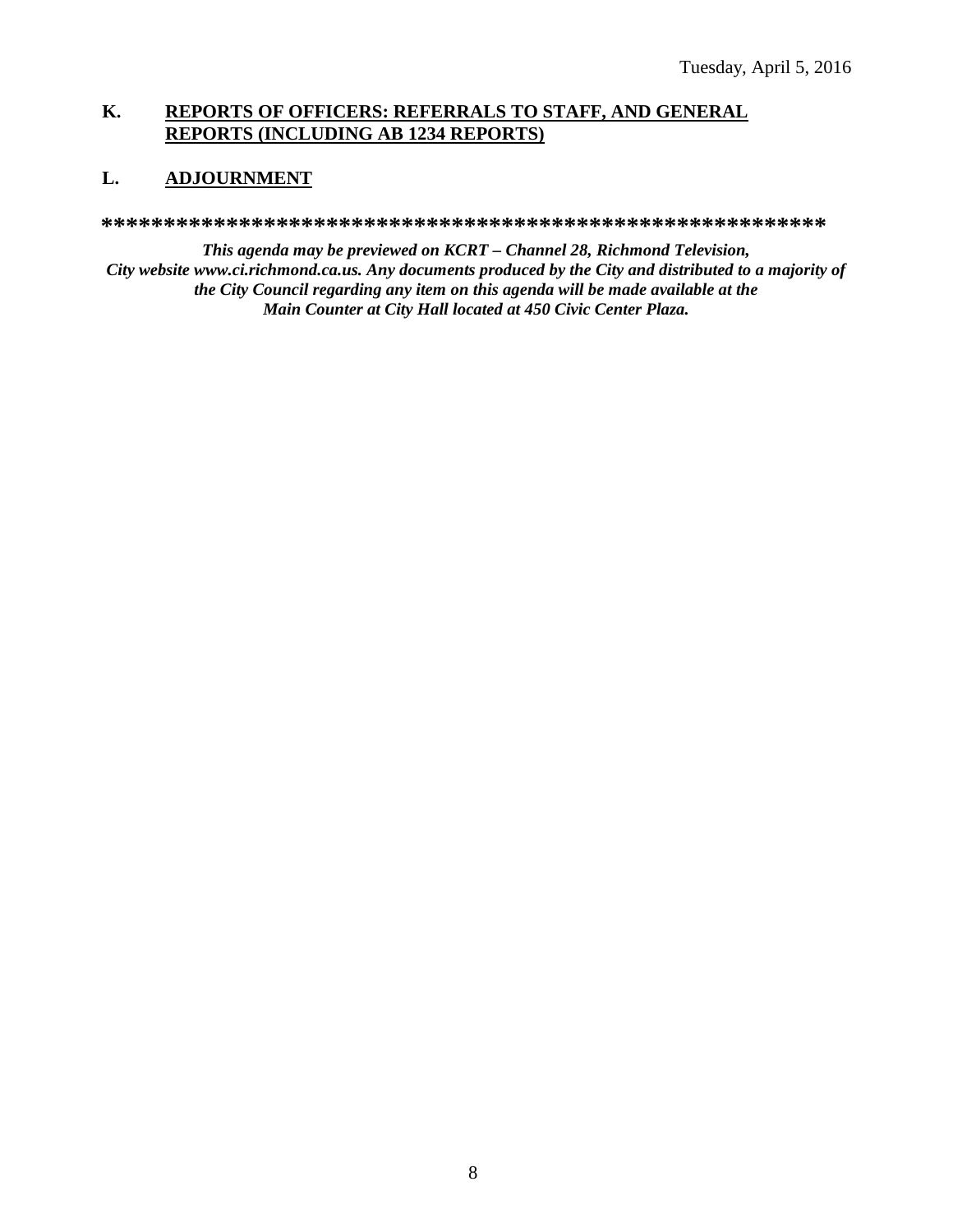## K. REPORTS OF OFFICERS: REFERRALS TO STAFF, AND GENERAL REPORTS (INCLUDING AB 1234 REPORTS)

## L. ADJOURNMENT

**\*\*\*\*\*\*\*\*\*\*\*\*\*\*\*\*\*\*\*\*\*\*\*\*\*\*\*\*\*\*\*\*\*\*\*\*\*\*\*\*\*\*\*\*\*\*\*\*\*\*\*\*\*\*\*\*\*\*\*\***

***This agenda may be previewed on KCRT – Channel 28, Richmond Television, City website www.ci.richmond.ca.us. Any documents produced by the City and distributed to a majority of the City Council regarding any item on this agenda will be made available at the Main Counter at City Hall located at 450 Civic Center Plaza.***